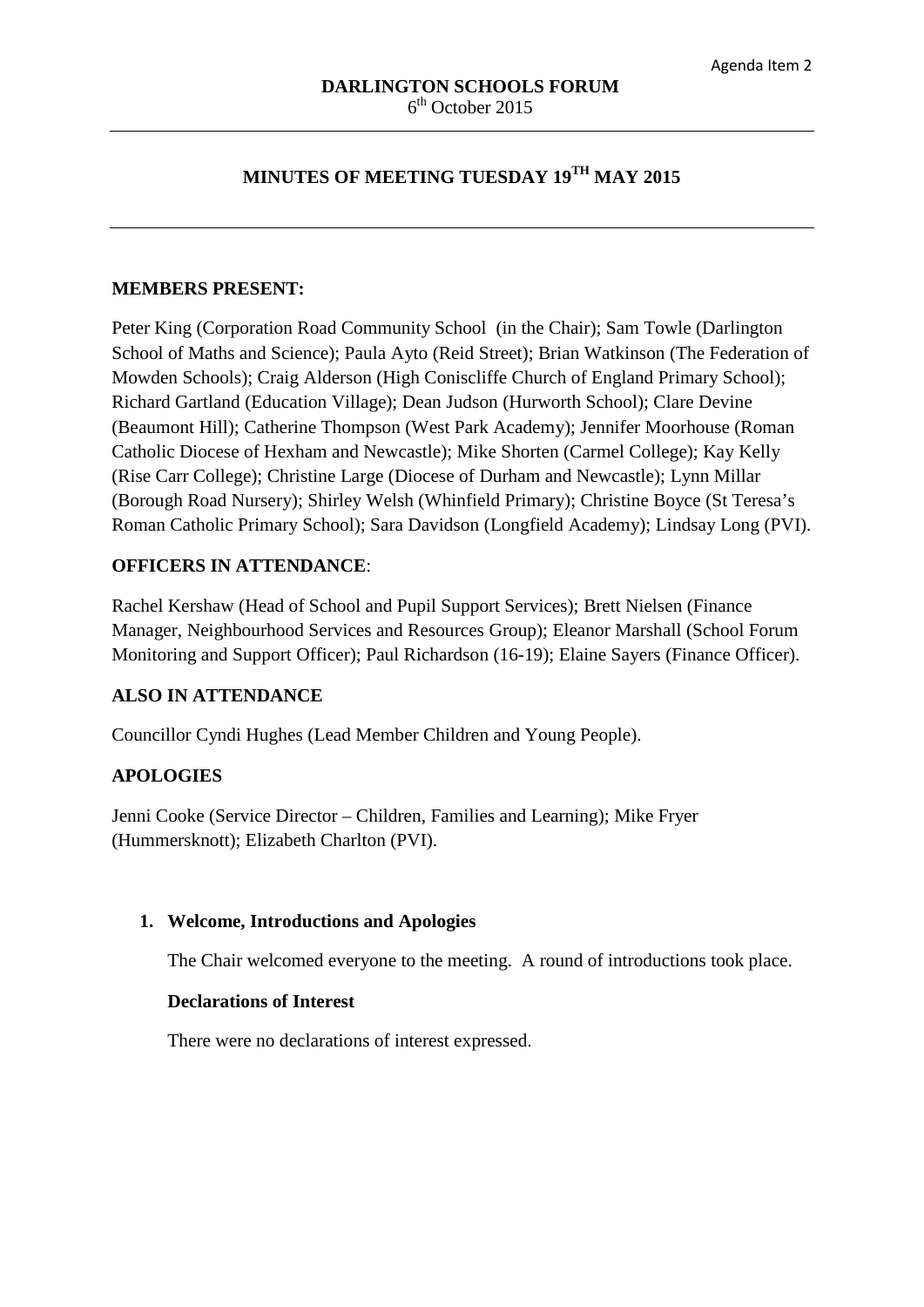Agenda Item 2

**DARLINGTON SCHOOLS FORUM**
6th October 2015

# MINUTES OF MEETING TUESDAY 19TH MAY 2015

**MEMBERS PRESENT:**

Peter King (Corporation Road Community School (in the Chair); Sam Towle (Darlington School of Maths and Science); Paula Ayto (Reid Street); Brian Watkinson (The Federation of Mowden Schools); Craig Alderson (High Coniscliffe Church of England Primary School); Richard Gartland (Education Village); Dean Judson (Hurworth School); Clare Devine (Beaumont Hill); Catherine Thompson (West Park Academy); Jennifer Moorhouse (Roman Catholic Diocese of Hexham and Newcastle); Mike Shorten (Carmel College); Kay Kelly (Rise Carr College); Christine Large (Diocese of Durham and Newcastle); Lynn Millar (Borough Road Nursery); Shirley Welsh (Whinfield Primary); Christine Boyce (St Teresa's Roman Catholic Primary School); Sara Davidson (Longfield Academy); Lindsay Long (PVI).

**OFFICERS IN ATTENDANCE**:

Rachel Kershaw (Head of School and Pupil Support Services); Brett Nielsen (Finance Manager, Neighbourhood Services and Resources Group); Eleanor Marshall (School Forum Monitoring and Support Officer); Paul Richardson (16-19); Elaine Sayers (Finance Officer).

**ALSO IN ATTENDANCE**

Councillor Cyndi Hughes (Lead Member Children and Young People).

**APOLOGIES**

Jenni Cooke (Service Director – Children, Families and Learning); Mike Fryer (Hummersknott); Elizabeth Charlton (PVI).

1. **Welcome, Introductions and Apologies**

   The Chair welcomed everyone to the meeting. A round of introductions took place.

   **Declarations of Interest**

   There were no declarations of interest expressed.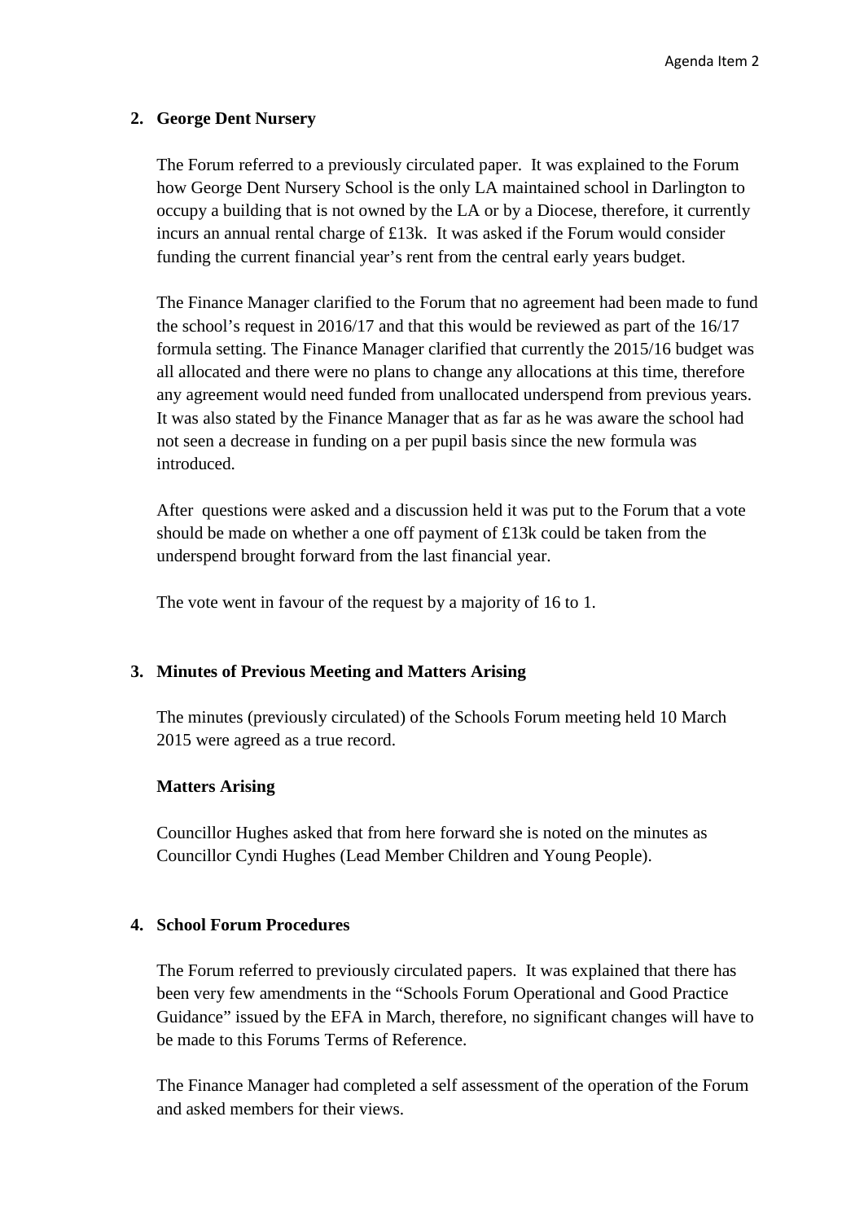## 2. George Dent Nursery

The Forum referred to a previously circulated paper. It was explained to the Forum how George Dent Nursery School is the only LA maintained school in Darlington to occupy a building that is not owned by the LA or by a Diocese, therefore, it currently incurs an annual rental charge of £13k. It was asked if the Forum would consider funding the current financial year's rent from the central early years budget.

The Finance Manager clarified to the Forum that no agreement had been made to fund the school's request in 2016/17 and that this would be reviewed as part of the 16/17 formula setting. The Finance Manager clarified that currently the 2015/16 budget was all allocated and there were no plans to change any allocations at this time, therefore any agreement would need funded from unallocated underspend from previous years. It was also stated by the Finance Manager that as far as he was aware the school had not seen a decrease in funding on a per pupil basis since the new formula was introduced.

After questions were asked and a discussion held it was put to the Forum that a vote should be made on whether a one off payment of £13k could be taken from the underspend brought forward from the last financial year.

The vote went in favour of the request by a majority of 16 to 1.

## 3. Minutes of Previous Meeting and Matters Arising

The minutes (previously circulated) of the Schools Forum meeting held 10 March 2015 were agreed as a true record.

### Matters Arising

Councillor Hughes asked that from here forward she is noted on the minutes as Councillor Cyndi Hughes (Lead Member Children and Young People).

## 4. School Forum Procedures

The Forum referred to previously circulated papers. It was explained that there has been very few amendments in the "Schools Forum Operational and Good Practice Guidance" issued by the EFA in March, therefore, no significant changes will have to be made to this Forums Terms of Reference.

The Finance Manager had completed a self assessment of the operation of the Forum and asked members for their views.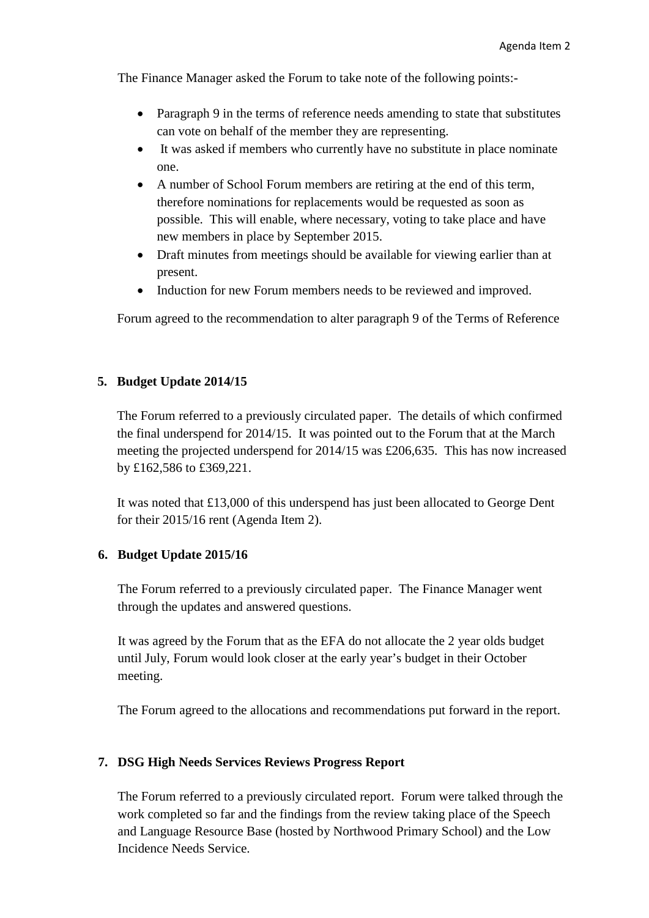The Finance Manager asked the Forum to take note of the following points:-

- Paragraph 9 in the terms of reference needs amending to state that substitutes can vote on behalf of the member they are representing.
- It was asked if members who currently have no substitute in place nominate one.
- A number of School Forum members are retiring at the end of this term, therefore nominations for replacements would be requested as soon as possible. This will enable, where necessary, voting to take place and have new members in place by September 2015.
- Draft minutes from meetings should be available for viewing earlier than at present.
- Induction for new Forum members needs to be reviewed and improved.

Forum agreed to the recommendation to alter paragraph 9 of the Terms of Reference

**5. Budget Update 2014/15**

The Forum referred to a previously circulated paper. The details of which confirmed the final underspend for 2014/15. It was pointed out to the Forum that at the March meeting the projected underspend for 2014/15 was £206,635. This has now increased by £162,586 to £369,221.

It was noted that £13,000 of this underspend has just been allocated to George Dent for their 2015/16 rent (Agenda Item 2).

**6. Budget Update 2015/16**

The Forum referred to a previously circulated paper. The Finance Manager went through the updates and answered questions.

It was agreed by the Forum that as the EFA do not allocate the 2 year olds budget until July, Forum would look closer at the early year's budget in their October meeting.

The Forum agreed to the allocations and recommendations put forward in the report.

**7. DSG High Needs Services Reviews Progress Report**

The Forum referred to a previously circulated report. Forum were talked through the work completed so far and the findings from the review taking place of the Speech and Language Resource Base (hosted by Northwood Primary School) and the Low Incidence Needs Service.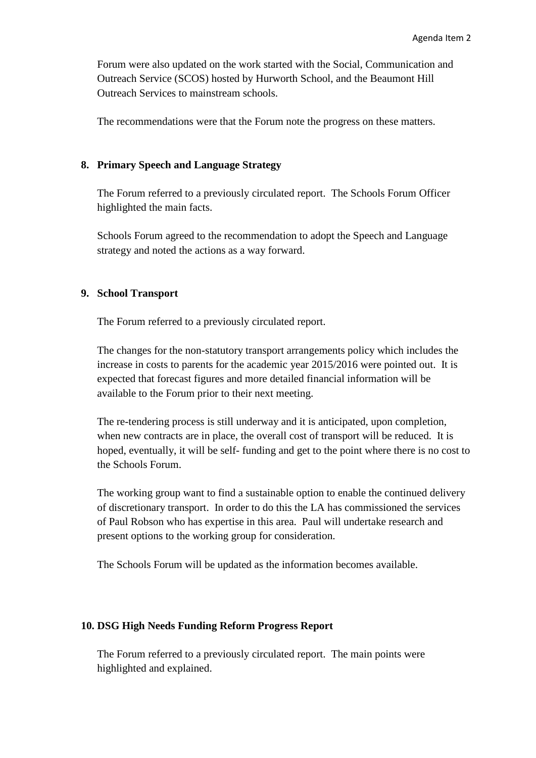Forum were also updated on the work started with the Social, Communication and Outreach Service (SCOS) hosted by Hurworth School, and the Beaumont Hill Outreach Services to mainstream schools.

The recommendations were that the Forum note the progress on these matters.

**8. Primary Speech and Language Strategy**

The Forum referred to a previously circulated report. The Schools Forum Officer highlighted the main facts.

Schools Forum agreed to the recommendation to adopt the Speech and Language strategy and noted the actions as a way forward.

**9. School Transport**

The Forum referred to a previously circulated report.

The changes for the non-statutory transport arrangements policy which includes the increase in costs to parents for the academic year 2015/2016 were pointed out. It is expected that forecast figures and more detailed financial information will be available to the Forum prior to their next meeting.

The re-tendering process is still underway and it is anticipated, upon completion, when new contracts are in place, the overall cost of transport will be reduced. It is hoped, eventually, it will be self- funding and get to the point where there is no cost to the Schools Forum.

The working group want to find a sustainable option to enable the continued delivery of discretionary transport. In order to do this the LA has commissioned the services of Paul Robson who has expertise in this area. Paul will undertake research and present options to the working group for consideration.

The Schools Forum will be updated as the information becomes available.

**10. DSG High Needs Funding Reform Progress Report**

The Forum referred to a previously circulated report. The main points were highlighted and explained.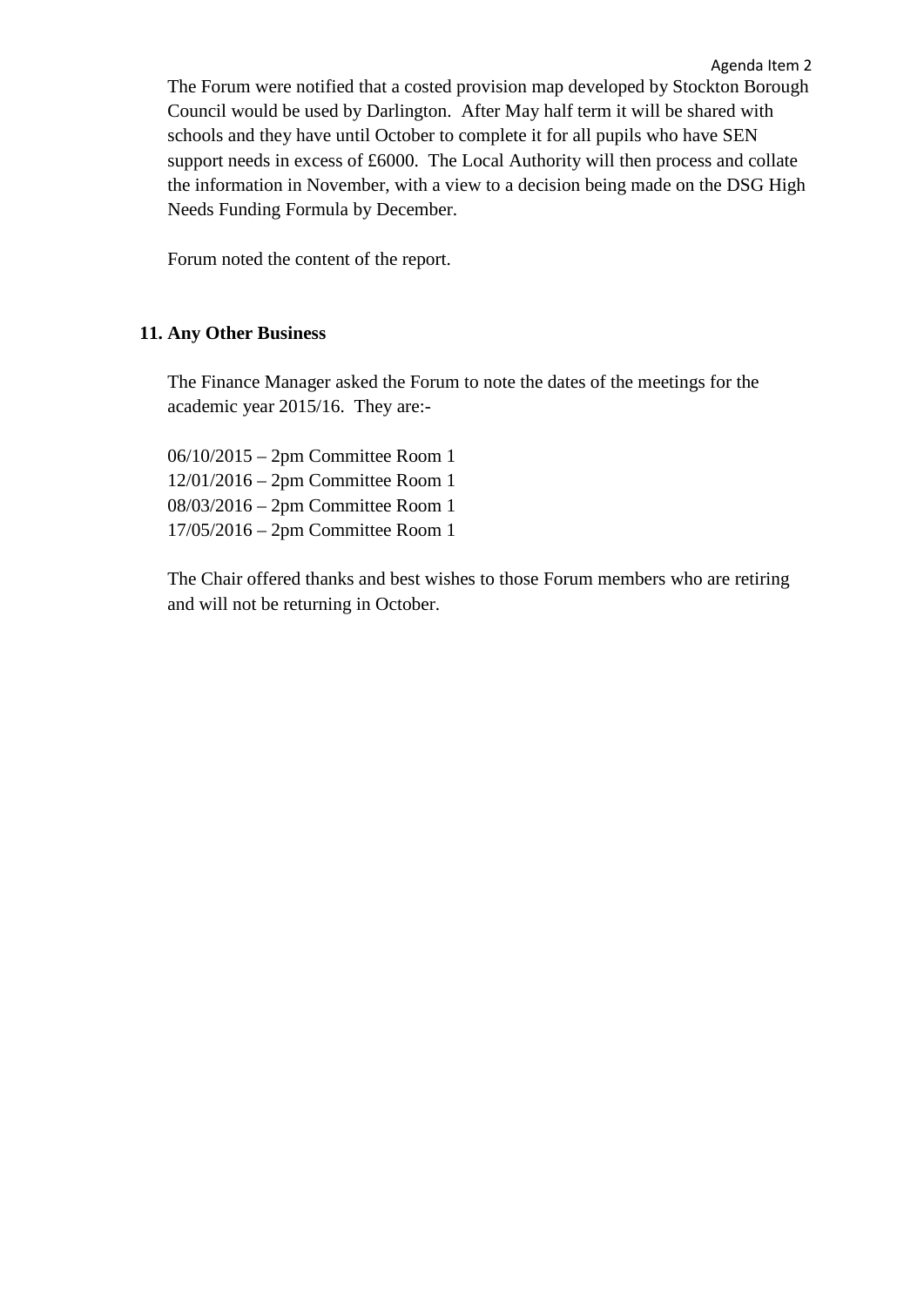The Forum were notified that a costed provision map developed by Stockton Borough Council would be used by Darlington. After May half term it will be shared with schools and they have until October to complete it for all pupils who have SEN support needs in excess of £6000. The Local Authority will then process and collate the information in November, with a view to a decision being made on the DSG High Needs Funding Formula by December.

Forum noted the content of the report.

**11. Any Other Business**

The Finance Manager asked the Forum to note the dates of the meetings for the academic year 2015/16. They are:-

06/10/2015 – 2pm Committee Room 1
12/01/2016 – 2pm Committee Room 1
08/03/2016 – 2pm Committee Room 1
17/05/2016 – 2pm Committee Room 1

The Chair offered thanks and best wishes to those Forum members who are retiring and will not be returning in October.